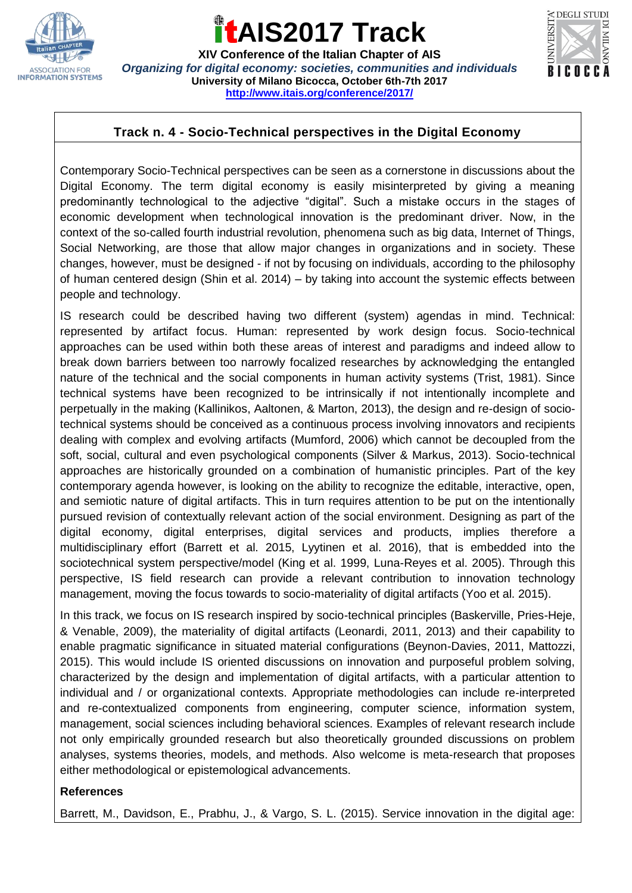# itAIS2017 Track

**XIV Conference of the Italian Chapter of AIS**

***Organizing for digital economy: societies, communities and individuals***

**University of Milano Bicocca, October 6th-7th 2017**

**http://www.itais.org/conference/2017/**

## Track n. 4 - Socio-Technical perspectives in the Digital Economy

Contemporary Socio-Technical perspectives can be seen as a cornerstone in discussions about the Digital Economy. The term digital economy is easily misinterpreted by giving a meaning predominantly technological to the adjective "digital". Such a mistake occurs in the stages of economic development when technological innovation is the predominant driver. Now, in the context of the so-called fourth industrial revolution, phenomena such as big data, Internet of Things, Social Networking, are those that allow major changes in organizations and in society. These changes, however, must be designed - if not by focusing on individuals, according to the philosophy of human centered design (Shin et al. 2014) – by taking into account the systemic effects between people and technology.

IS research could be described having two different (system) agendas in mind. Technical: represented by artifact focus. Human: represented by work design focus. Socio-technical approaches can be used within both these areas of interest and paradigms and indeed allow to break down barriers between too narrowly focalized researches by acknowledging the entangled nature of the technical and the social components in human activity systems (Trist, 1981). Since technical systems have been recognized to be intrinsically if not intentionally incomplete and perpetually in the making (Kallinikos, Aaltonen, & Marton, 2013), the design and re-design of socio-technical systems should be conceived as a continuous process involving innovators and recipients dealing with complex and evolving artifacts (Mumford, 2006) which cannot be decoupled from the soft, social, cultural and even psychological components (Silver & Markus, 2013). Socio-technical approaches are historically grounded on a combination of humanistic principles. Part of the key contemporary agenda however, is looking on the ability to recognize the editable, interactive, open, and semiotic nature of digital artifacts. This in turn requires attention to be put on the intentionally pursued revision of contextually relevant action of the social environment. Designing as part of the digital economy, digital enterprises, digital services and products, implies therefore a multidisciplinary effort (Barrett et al. 2015, Lyytinen et al. 2016), that is embedded into the sociotechnical system perspective/model (King et al. 1999, Luna-Reyes et al. 2005). Through this perspective, IS field research can provide a relevant contribution to innovation technology management, moving the focus towards to socio-materiality of digital artifacts (Yoo et al. 2015).

In this track, we focus on IS research inspired by socio-technical principles (Baskerville, Pries-Heje, & Venable, 2009), the materiality of digital artifacts (Leonardi, 2011, 2013) and their capability to enable pragmatic significance in situated material configurations (Beynon-Davies, 2011, Mattozzi, 2015). This would include IS oriented discussions on innovation and purposeful problem solving, characterized by the design and implementation of digital artifacts, with a particular attention to individual and / or organizational contexts. Appropriate methodologies can include re-interpreted and re-contextualized components from engineering, computer science, information system, management, social sciences including behavioral sciences. Examples of relevant research include not only empirically grounded research but also theoretically grounded discussions on problem analyses, systems theories, models, and methods. Also welcome is meta-research that proposes either methodological or epistemological advancements.

### References

Barrett, M., Davidson, E., Prabhu, J., & Vargo, S. L. (2015). Service innovation in the digital age: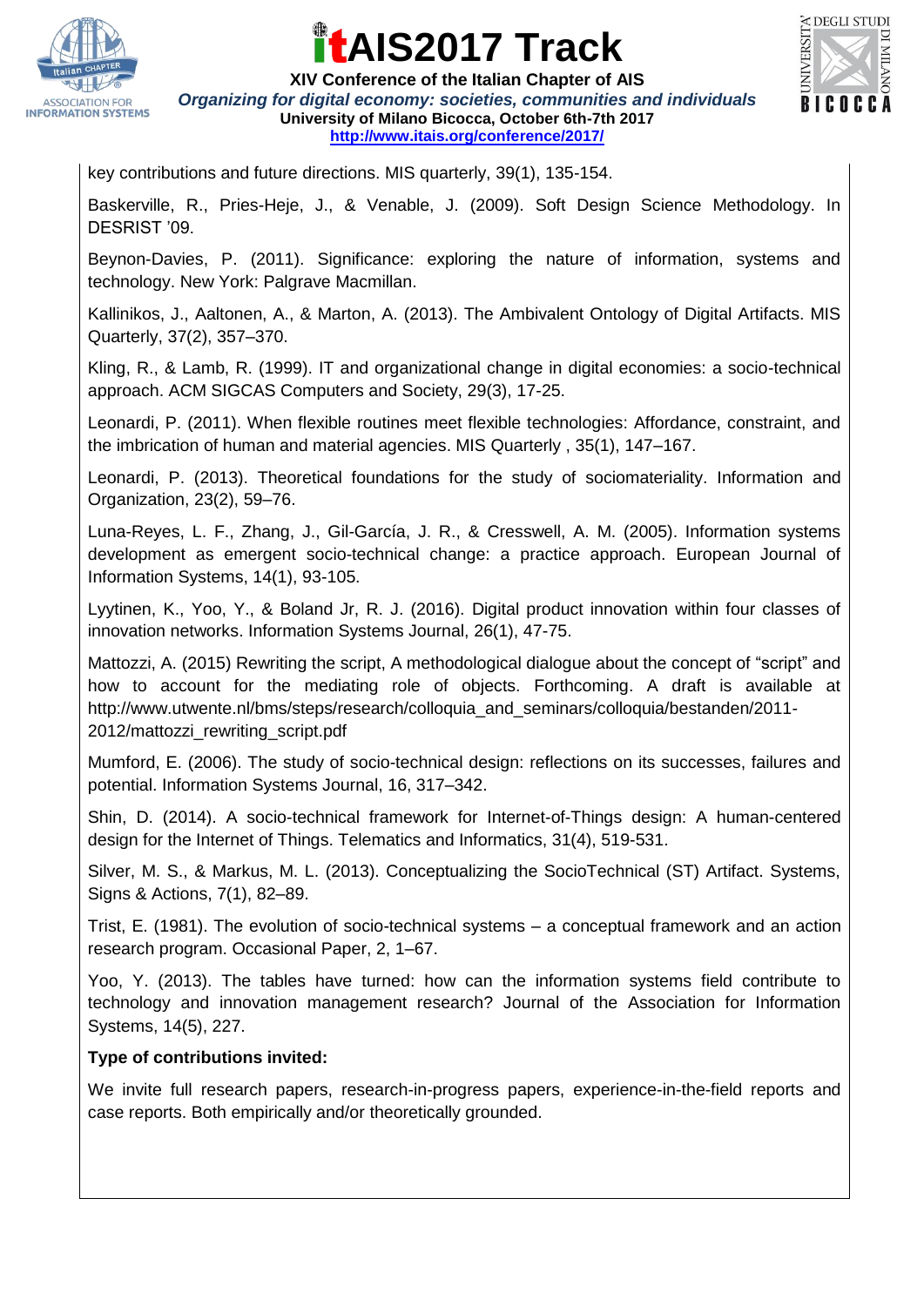key contributions and future directions. MIS quarterly, 39(1), 135-154.

Baskerville, R., Pries-Heje, J., & Venable, J. (2009). Soft Design Science Methodology. In DESRIST '09.

Beynon-Davies, P. (2011). Significance: exploring the nature of information, systems and technology. New York: Palgrave Macmillan.

Kallinikos, J., Aaltonen, A., & Marton, A. (2013). The Ambivalent Ontology of Digital Artifacts. MIS Quarterly, 37(2), 357–370.

Kling, R., & Lamb, R. (1999). IT and organizational change in digital economies: a socio-technical approach. ACM SIGCAS Computers and Society, 29(3), 17-25.

Leonardi, P. (2011). When flexible routines meet flexible technologies: Affordance, constraint, and the imbrication of human and material agencies. MIS Quarterly , 35(1), 147–167.

Leonardi, P. (2013). Theoretical foundations for the study of sociomateriality. Information and Organization, 23(2), 59–76.

Luna-Reyes, L. F., Zhang, J., Gil-García, J. R., & Cresswell, A. M. (2005). Information systems development as emergent socio-technical change: a practice approach. European Journal of Information Systems, 14(1), 93-105.

Lyytinen, K., Yoo, Y., & Boland Jr, R. J. (2016). Digital product innovation within four classes of innovation networks. Information Systems Journal, 26(1), 47-75.

Mattozzi, A. (2015) Rewriting the script, A methodological dialogue about the concept of "script" and how to account for the mediating role of objects. Forthcoming. A draft is available at http://www.utwente.nl/bms/steps/research/colloquia_and_seminars/colloquia/bestanden/2011-2012/mattozzi_rewriting_script.pdf

Mumford, E. (2006). The study of socio-technical design: reflections on its successes, failures and potential. Information Systems Journal, 16, 317–342.

Shin, D. (2014). A socio-technical framework for Internet-of-Things design: A human-centered design for the Internet of Things. Telematics and Informatics, 31(4), 519-531.

Silver, M. S., & Markus, M. L. (2013). Conceptualizing the SocioTechnical (ST) Artifact. Systems, Signs & Actions, 7(1), 82–89.

Trist, E. (1981). The evolution of socio-technical systems – a conceptual framework and an action research program. Occasional Paper, 2, 1–67.

Yoo, Y. (2013). The tables have turned: how can the information systems field contribute to technology and innovation management research? Journal of the Association for Information Systems, 14(5), 227.

**Type of contributions invited:**

We invite full research papers, research-in-progress papers, experience-in-the-field reports and case reports. Both empirically and/or theoretically grounded.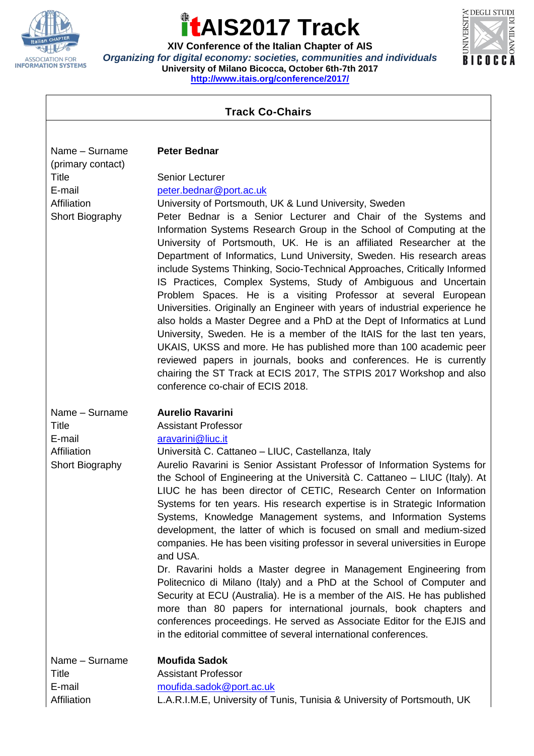| **Track Co-Chairs** | |
|---|---|
| Name – Surname (primary contact) | **Peter Bednar** |
| Title | Senior Lecturer |
| E-mail | peter.bednar@port.ac.uk |
| Affiliation | University of Portsmouth, UK & Lund University, Sweden |
| Short Biography | Peter Bednar is a Senior Lecturer and Chair of the Systems and Information Systems Research Group in the School of Computing at the University of Portsmouth, UK. He is an affiliated Researcher at the Department of Informatics, Lund University, Sweden. His research areas include Systems Thinking, Socio-Technical Approaches, Critically Informed IS Practices, Complex Systems, Study of Ambiguous and Uncertain Problem Spaces. He is a visiting Professor at several European Universities. Originally an Engineer with years of industrial experience he also holds a Master Degree and a PhD at the Dept of Informatics at Lund University, Sweden. He is a member of the ItAIS for the last ten years, UKAIS, UKSS and more. He has published more than 100 academic peer reviewed papers in journals, books and conferences. He is currently chairing the ST Track at ECIS 2017, The STPIS 2017 Workshop and also conference co-chair of ECIS 2018. |
| Name – Surname | **Aurelio Ravarini** |
| Title | Assistant Professor |
| E-mail | aravarini@liuc.it |
| Affiliation | Università C. Cattaneo – LIUC, Castellanza, Italy |
| Short Biography | Aurelio Ravarini is Senior Assistant Professor of Information Systems for the School of Engineering at the Università C. Cattaneo – LIUC (Italy). At LIUC he has been director of CETIC, Research Center on Information Systems for ten years. His research expertise is in Strategic Information Systems, Knowledge Management systems, and Information Systems development, the latter of which is focused on small and medium-sized companies. He has been visiting professor in several universities in Europe and USA.<br>Dr. Ravarini holds a Master degree in Management Engineering from Politecnico di Milano (Italy) and a PhD at the School of Computer and Security at ECU (Australia). He is a member of the AIS. He has published more than 80 papers for international journals, book chapters and conferences proceedings. He served as Associate Editor for the EJIS and in the editorial committee of several international conferences. |
| Name – Surname | **Moufida Sadok** |
| Title | Assistant Professor |
| E-mail | moufida.sadok@port.ac.uk |
| Affiliation | L.A.R.I.M.E, University of Tunis, Tunisia & University of Portsmouth, UK |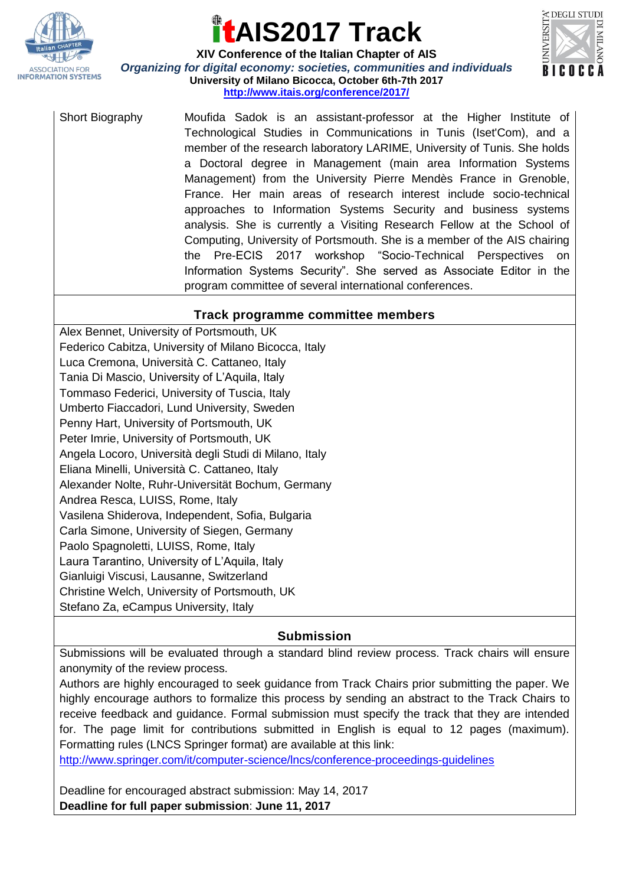| | |
|---|---|
| Short Biography | Moufida Sadok is an assistant-professor at the Higher Institute of Technological Studies in Communications in Tunis (Iset'Com), and a member of the research laboratory LARIME, University of Tunis. She holds a Doctoral degree in Management (main area Information Systems Management) from the University Pierre Mendès France in Grenoble, France. Her main areas of research interest include socio-technical approaches to Information Systems Security and business systems analysis. She is currently a Visiting Research Fellow at the School of Computing, University of Portsmouth. She is a member of the AIS chairing the Pre-ECIS 2017 workshop "Socio-Technical Perspectives on Information Systems Security". She served as Associate Editor in the program committee of several international conferences. |

## Track programme committee members

Alex Bennet, University of Portsmouth, UK
Federico Cabitza, University of Milano Bicocca, Italy
Luca Cremona, Università C. Cattaneo, Italy
Tania Di Mascio, University of L'Aquila, Italy
Tommaso Federici, University of Tuscia, Italy
Umberto Fiaccadori, Lund University, Sweden
Penny Hart, University of Portsmouth, UK
Peter Imrie, University of Portsmouth, UK
Angela Locoro, Università degli Studi di Milano, Italy
Eliana Minelli, Università C. Cattaneo, Italy
Alexander Nolte, Ruhr-Universität Bochum, Germany
Andrea Resca, LUISS, Rome, Italy
Vasilena Shiderova, Independent, Sofia, Bulgaria
Carla Simone, University of Siegen, Germany
Paolo Spagnoletti, LUISS, Rome, Italy
Laura Tarantino, University of L'Aquila, Italy
Gianluigi Viscusi, Lausanne, Switzerland
Christine Welch, University of Portsmouth, UK
Stefano Za, eCampus University, Italy

## Submission

Submissions will be evaluated through a standard blind review process. Track chairs will ensure anonymity of the review process.

Authors are highly encouraged to seek guidance from Track Chairs prior submitting the paper. We highly encourage authors to formalize this process by sending an abstract to the Track Chairs to receive feedback and guidance. Formal submission must specify the track that they are intended for. The page limit for contributions submitted in English is equal to 12 pages (maximum). Formatting rules (LNCS Springer format) are available at this link:

http://www.springer.com/it/computer-science/lncs/conference-proceedings-guidelines

Deadline for encouraged abstract submission: May 14, 2017

**Deadline for full paper submission**: **June 11, 2017**